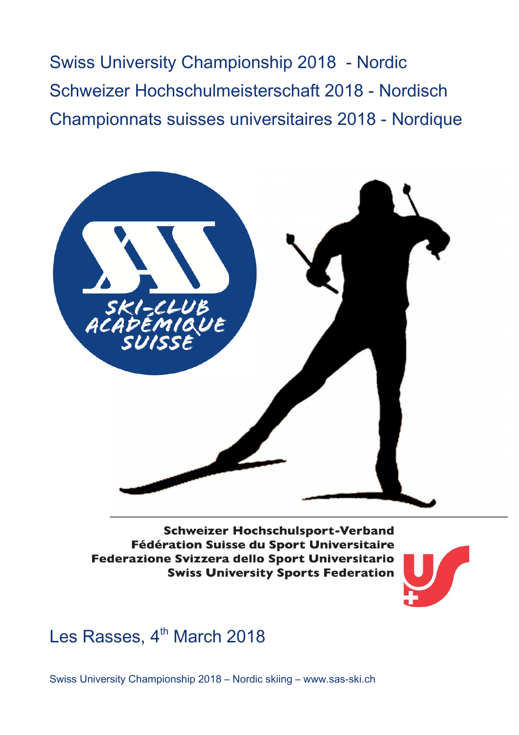# Swiss University Championship 2018 - Nordic

# Schweizer Hochschulmeisterschaft 2018 - Nordisch

# Championnats suisses universitaires 2018 - Nordique

SKI-CLUB ACADÉMIQUE SUISSE

**Schweizer Hochschulsport-Verband**
**Fédération Suisse du Sport Universitaire**
**Federazione Svizzera dello Sport Universitario**
**Swiss University Sports Federation**

## Les Rasses, 4th March 2018

Swiss University Championship 2018 – Nordic skiing – www.sas-ski.ch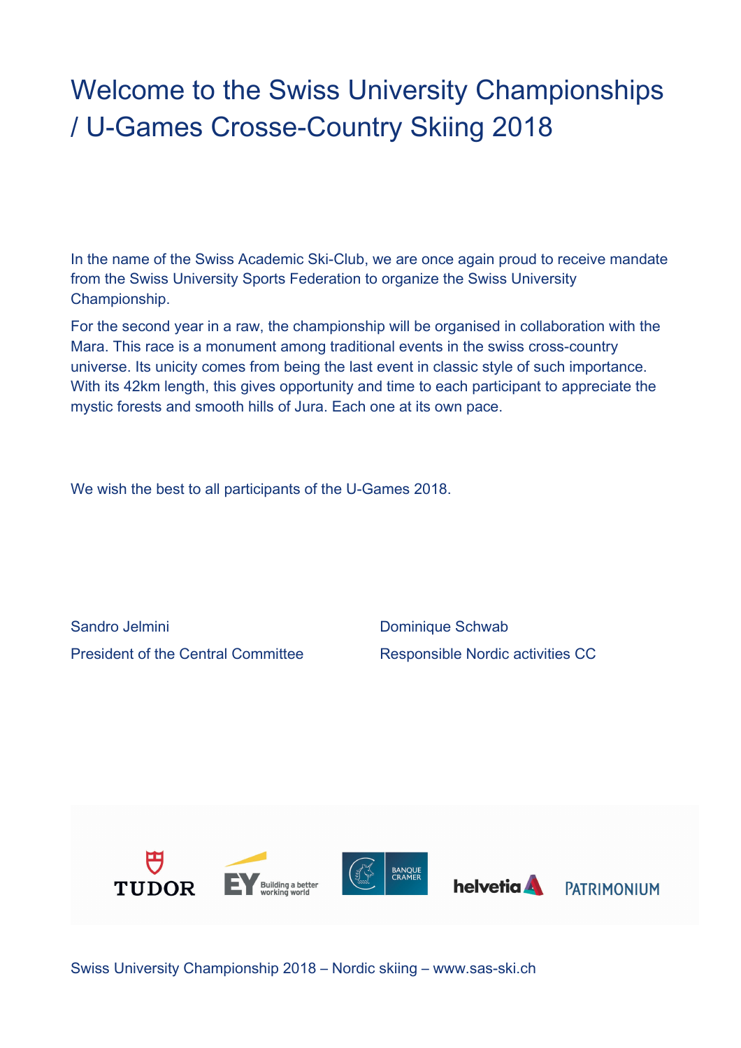# Welcome to the Swiss University Championships / U-Games Crosse-Country Skiing 2018

In the name of the Swiss Academic Ski-Club, we are once again proud to receive mandate from the Swiss University Sports Federation to organize the Swiss University Championship.

For the second year in a raw, the championship will be organised in collaboration with the Mara. This race is a monument among traditional events in the swiss cross-country universe. Its unicity comes from being the last event in classic style of such importance. With its 42km length, this gives opportunity and time to each participant to appreciate the mystic forests and smooth hills of Jura. Each one at its own pace.

We wish the best to all participants of the U-Games 2018.

Sandro Jelmini
President of the Central Committee

Dominique Schwab
Responsible Nordic activities CC

TUDOR — EY Building a better working world — BANQUE CRAMER — helvetia — PATRIMONIUM

Swiss University Championship 2018 – Nordic skiing – www.sas-ski.ch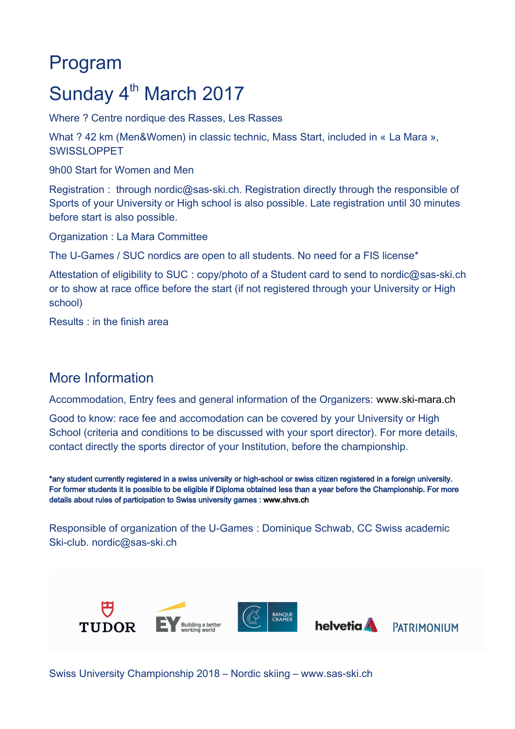# Program

## Sunday 4th March 2017

Where ? Centre nordique des Rasses, Les Rasses

What ? 42 km (Men&Women) in classic technic, Mass Start, included in « La Mara », SWISSLOPPET

9h00 Start for Women and Men

Registration : through nordic@sas-ski.ch. Registration directly through the responsible of Sports of your University or High school is also possible. Late registration until 30 minutes before start is also possible.

Organization : La Mara Committee

The U-Games / SUC nordics are open to all students. No need for a FIS license*

Attestation of eligibility to SUC : copy/photo of a Student card to send to nordic@sas-ski.ch or to show at race office before the start (if not registered through your University or High school)

Results : in the finish area

## More Information

Accommodation, Entry fees and general information of the Organizers: www.ski-mara.ch

Good to know: race fee and accomodation can be covered by your University or High School (criteria and conditions to be discussed with your sport director). For more details, contact directly the sports director of your Institution, before the championship.

**\*any student currently registered in a swiss university or high-school or swiss citizen registered in a foreign university. For former students it is possible to be eligible if Diploma obtained less than a year before the Championship. For more details about rules of participation to Swiss university games : www.shvs.ch**

Responsible of organization of the U-Games : Dominique Schwab, CC Swiss academic Ski-club. nordic@sas-ski.ch

TUDOR EY Building a better working world BANQUE CRAMER helvetia PATRIMONIUM

Swiss University Championship 2018 – Nordic skiing – www.sas-ski.ch